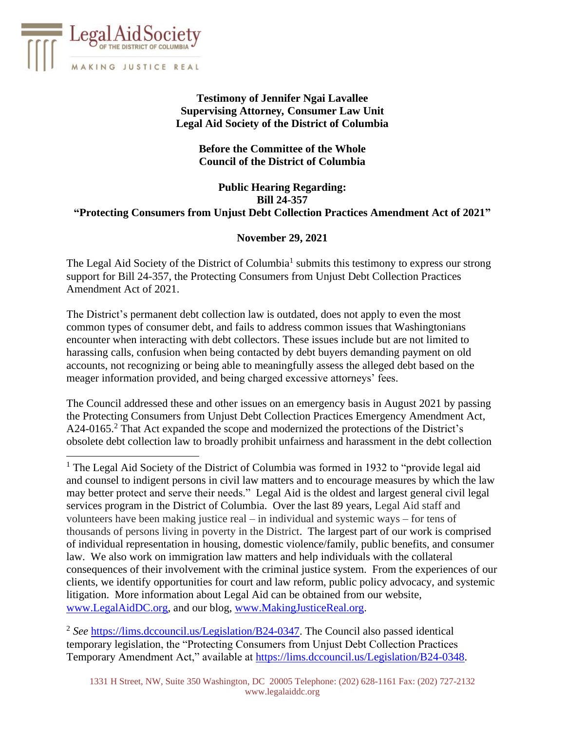Legal Aid Society OF THE DISTRICT OF COLUMBIA

MAKING JUSTICE REAL

**Testimony of Jennifer Ngai Lavallee**
**Supervising Attorney, Consumer Law Unit**
**Legal Aid Society of the District of Columbia**

**Before the Committee of the Whole**
**Council of the District of Columbia**

**Public Hearing Regarding:**
**Bill 24-357**
**"Protecting Consumers from Unjust Debt Collection Practices Amendment Act of 2021"**

**November 29, 2021**

The Legal Aid Society of the District of Columbia[1] submits this testimony to express our strong support for Bill 24-357, the Protecting Consumers from Unjust Debt Collection Practices Amendment Act of 2021.

The District's permanent debt collection law is outdated, does not apply to even the most common types of consumer debt, and fails to address common issues that Washingtonians encounter when interacting with debt collectors. These issues include but are not limited to harassing calls, confusion when being contacted by debt buyers demanding payment on old accounts, not recognizing or being able to meaningfully assess the alleged debt based on the meager information provided, and being charged excessive attorneys' fees.

The Council addressed these and other issues on an emergency basis in August 2021 by passing the Protecting Consumers from Unjust Debt Collection Practices Emergency Amendment Act, A24-0165.[2] That Act expanded the scope and modernized the protections of the District's obsolete debt collection law to broadly prohibit unfairness and harassment in the debt collection

---

[1] The Legal Aid Society of the District of Columbia was formed in 1932 to "provide legal aid and counsel to indigent persons in civil law matters and to encourage measures by which the law may better protect and serve their needs." Legal Aid is the oldest and largest general civil legal services program in the District of Columbia. Over the last 89 years, Legal Aid staff and volunteers have been making justice real – in individual and systemic ways – for tens of thousands of persons living in poverty in the District. The largest part of our work is comprised of individual representation in housing, domestic violence/family, public benefits, and consumer law. We also work on immigration law matters and help individuals with the collateral consequences of their involvement with the criminal justice system. From the experiences of our clients, we identify opportunities for court and law reform, public policy advocacy, and systemic litigation. More information about Legal Aid can be obtained from our website, www.LegalAidDC.org, and our blog, www.MakingJusticeReal.org.

[2] *See* https://lims.dccouncil.us/Legislation/B24-0347. The Council also passed identical temporary legislation, the "Protecting Consumers from Unjust Debt Collection Practices Temporary Amendment Act," available at https://lims.dccouncil.us/Legislation/B24-0348.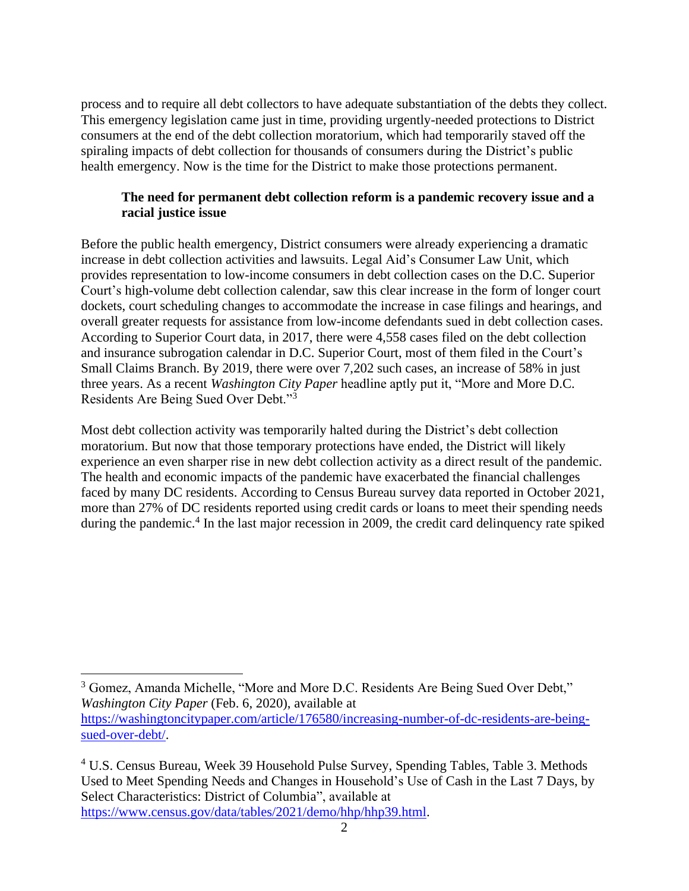process and to require all debt collectors to have adequate substantiation of the debts they collect. This emergency legislation came just in time, providing urgently-needed protections to District consumers at the end of the debt collection moratorium, which had temporarily staved off the spiraling impacts of debt collection for thousands of consumers during the District's public health emergency. Now is the time for the District to make those protections permanent.

**The need for permanent debt collection reform is a pandemic recovery issue and a racial justice issue**

Before the public health emergency, District consumers were already experiencing a dramatic increase in debt collection activities and lawsuits. Legal Aid's Consumer Law Unit, which provides representation to low-income consumers in debt collection cases on the D.C. Superior Court's high-volume debt collection calendar, saw this clear increase in the form of longer court dockets, court scheduling changes to accommodate the increase in case filings and hearings, and overall greater requests for assistance from low-income defendants sued in debt collection cases. According to Superior Court data, in 2017, there were 4,558 cases filed on the debt collection and insurance subrogation calendar in D.C. Superior Court, most of them filed in the Court's Small Claims Branch. By 2019, there were over 7,202 such cases, an increase of 58% in just three years. As a recent *Washington City Paper* headline aptly put it, "More and More D.C. Residents Are Being Sued Over Debt."[3]

Most debt collection activity was temporarily halted during the District's debt collection moratorium. But now that those temporary protections have ended, the District will likely experience an even sharper rise in new debt collection activity as a direct result of the pandemic. The health and economic impacts of the pandemic have exacerbated the financial challenges faced by many DC residents. According to Census Bureau survey data reported in October 2021, more than 27% of DC residents reported using credit cards or loans to meet their spending needs during the pandemic.[4] In the last major recession in 2009, the credit card delinquency rate spiked

---

[3] Gomez, Amanda Michelle, "More and More D.C. Residents Are Being Sued Over Debt," *Washington City Paper* (Feb. 6, 2020), available at https://washingtoncitypaper.com/article/176580/increasing-number-of-dc-residents-are-being-sued-over-debt/.

[4] U.S. Census Bureau, Week 39 Household Pulse Survey, Spending Tables, Table 3. Methods Used to Meet Spending Needs and Changes in Household's Use of Cash in the Last 7 Days, by Select Characteristics: District of Columbia", available at https://www.census.gov/data/tables/2021/demo/hhp/hhp39.html.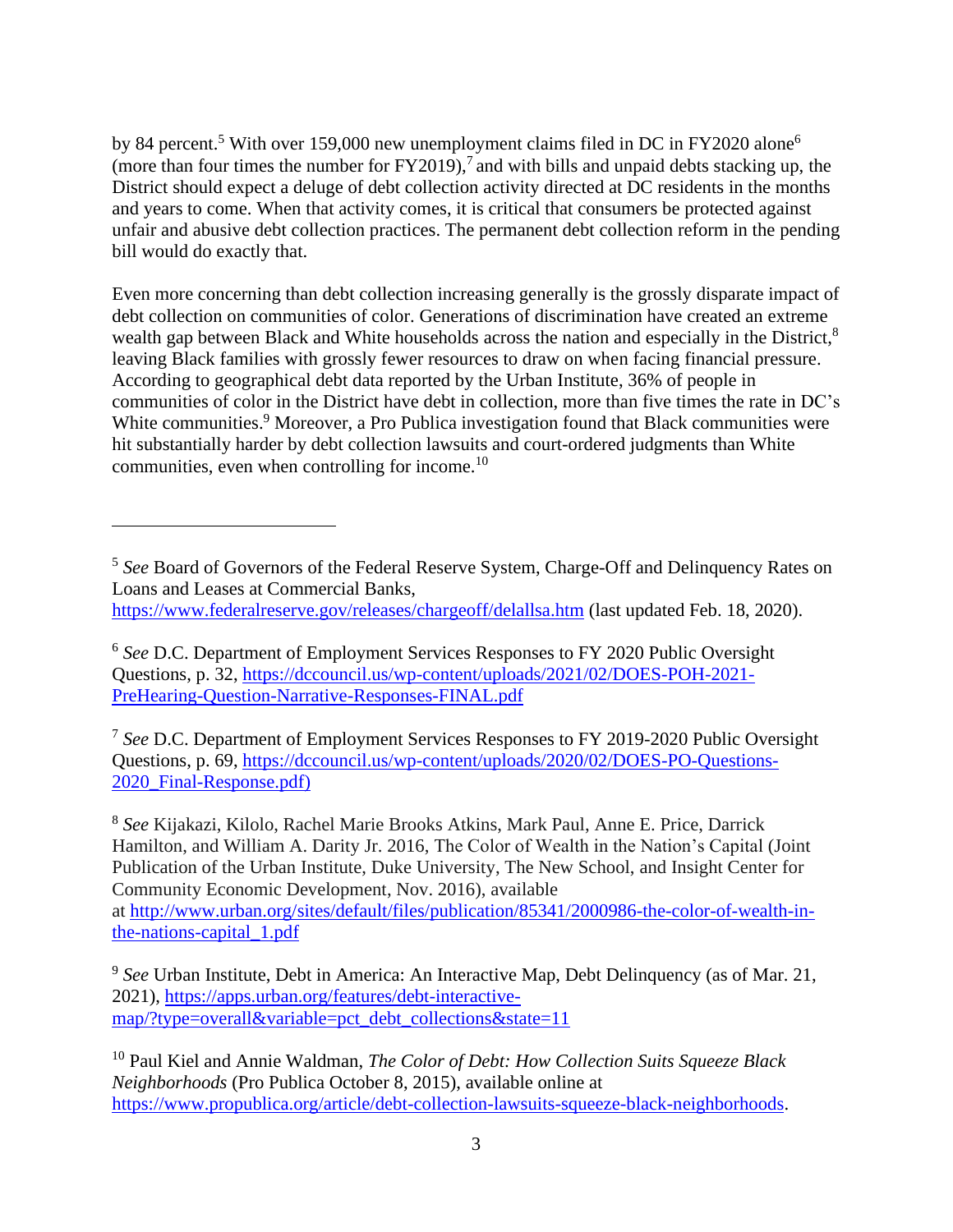by 84 percent.[5] With over 159,000 new unemployment claims filed in DC in FY2020 alone[6] (more than four times the number for FY2019),[7] and with bills and unpaid debts stacking up, the District should expect a deluge of debt collection activity directed at DC residents in the months and years to come. When that activity comes, it is critical that consumers be protected against unfair and abusive debt collection practices. The permanent debt collection reform in the pending bill would do exactly that.

Even more concerning than debt collection increasing generally is the grossly disparate impact of debt collection on communities of color. Generations of discrimination have created an extreme wealth gap between Black and White households across the nation and especially in the District,[8] leaving Black families with grossly fewer resources to draw on when facing financial pressure. According to geographical debt data reported by the Urban Institute, 36% of people in communities of color in the District have debt in collection, more than five times the rate in DC's White communities.[9] Moreover, a Pro Publica investigation found that Black communities were hit substantially harder by debt collection lawsuits and court-ordered judgments than White communities, even when controlling for income.[10]

---

[5] *See* Board of Governors of the Federal Reserve System, Charge-Off and Delinquency Rates on Loans and Leases at Commercial Banks, https://www.federalreserve.gov/releases/chargeoff/delallsa.htm (last updated Feb. 18, 2020).

[6] *See* D.C. Department of Employment Services Responses to FY 2020 Public Oversight Questions, p. 32, https://dccouncil.us/wp-content/uploads/2021/02/DOES-POH-2021-PreHearing-Question-Narrative-Responses-FINAL.pdf

[7] *See* D.C. Department of Employment Services Responses to FY 2019-2020 Public Oversight Questions, p. 69, https://dccouncil.us/wp-content/uploads/2020/02/DOES-PO-Questions-2020_Final-Response.pdf)

[8] *See* Kijakazi, Kilolo, Rachel Marie Brooks Atkins, Mark Paul, Anne E. Price, Darrick Hamilton, and William A. Darity Jr. 2016, The Color of Wealth in the Nation's Capital (Joint Publication of the Urban Institute, Duke University, The New School, and Insight Center for Community Economic Development, Nov. 2016), available at http://www.urban.org/sites/default/files/publication/85341/2000986-the-color-of-wealth-in-the-nations-capital_1.pdf

[9] *See* Urban Institute, Debt in America: An Interactive Map, Debt Delinquency (as of Mar. 21, 2021), https://apps.urban.org/features/debt-interactive-map/?type=overall&variable=pct_debt_collections&state=11

[10] Paul Kiel and Annie Waldman, *The Color of Debt: How Collection Suits Squeeze Black Neighborhoods* (Pro Publica October 8, 2015), available online at https://www.propublica.org/article/debt-collection-lawsuits-squeeze-black-neighborhoods.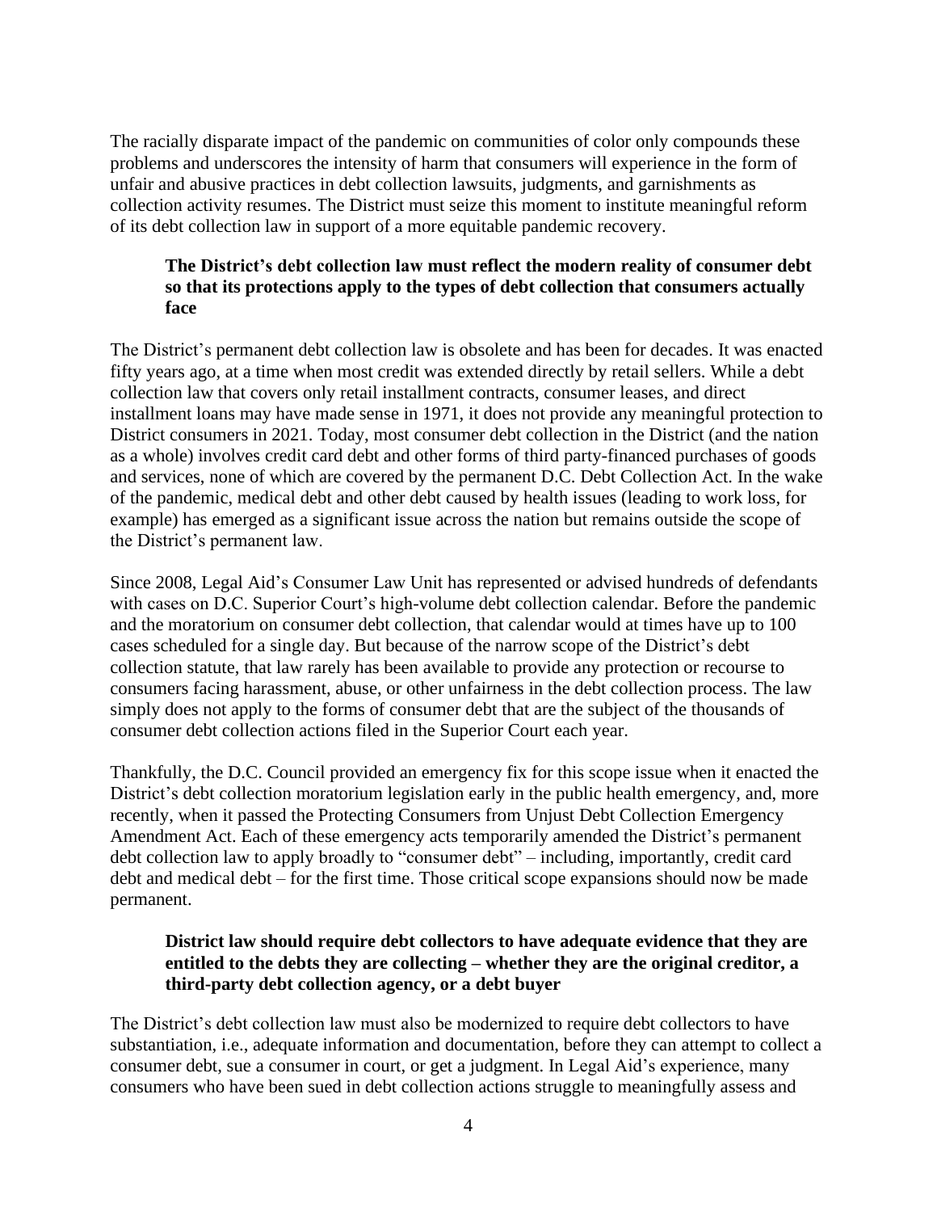The racially disparate impact of the pandemic on communities of color only compounds these problems and underscores the intensity of harm that consumers will experience in the form of unfair and abusive practices in debt collection lawsuits, judgments, and garnishments as collection activity resumes. The District must seize this moment to institute meaningful reform of its debt collection law in support of a more equitable pandemic recovery.

**The District's debt collection law must reflect the modern reality of consumer debt so that its protections apply to the types of debt collection that consumers actually face**

The District's permanent debt collection law is obsolete and has been for decades. It was enacted fifty years ago, at a time when most credit was extended directly by retail sellers. While a debt collection law that covers only retail installment contracts, consumer leases, and direct installment loans may have made sense in 1971, it does not provide any meaningful protection to District consumers in 2021. Today, most consumer debt collection in the District (and the nation as a whole) involves credit card debt and other forms of third party-financed purchases of goods and services, none of which are covered by the permanent D.C. Debt Collection Act. In the wake of the pandemic, medical debt and other debt caused by health issues (leading to work loss, for example) has emerged as a significant issue across the nation but remains outside the scope of the District's permanent law.

Since 2008, Legal Aid's Consumer Law Unit has represented or advised hundreds of defendants with cases on D.C. Superior Court's high-volume debt collection calendar. Before the pandemic and the moratorium on consumer debt collection, that calendar would at times have up to 100 cases scheduled for a single day. But because of the narrow scope of the District's debt collection statute, that law rarely has been available to provide any protection or recourse to consumers facing harassment, abuse, or other unfairness in the debt collection process. The law simply does not apply to the forms of consumer debt that are the subject of the thousands of consumer debt collection actions filed in the Superior Court each year.

Thankfully, the D.C. Council provided an emergency fix for this scope issue when it enacted the District's debt collection moratorium legislation early in the public health emergency, and, more recently, when it passed the Protecting Consumers from Unjust Debt Collection Emergency Amendment Act. Each of these emergency acts temporarily amended the District's permanent debt collection law to apply broadly to "consumer debt" – including, importantly, credit card debt and medical debt – for the first time. Those critical scope expansions should now be made permanent.

**District law should require debt collectors to have adequate evidence that they are entitled to the debts they are collecting – whether they are the original creditor, a third-party debt collection agency, or a debt buyer**

The District's debt collection law must also be modernized to require debt collectors to have substantiation, i.e., adequate information and documentation, before they can attempt to collect a consumer debt, sue a consumer in court, or get a judgment. In Legal Aid's experience, many consumers who have been sued in debt collection actions struggle to meaningfully assess and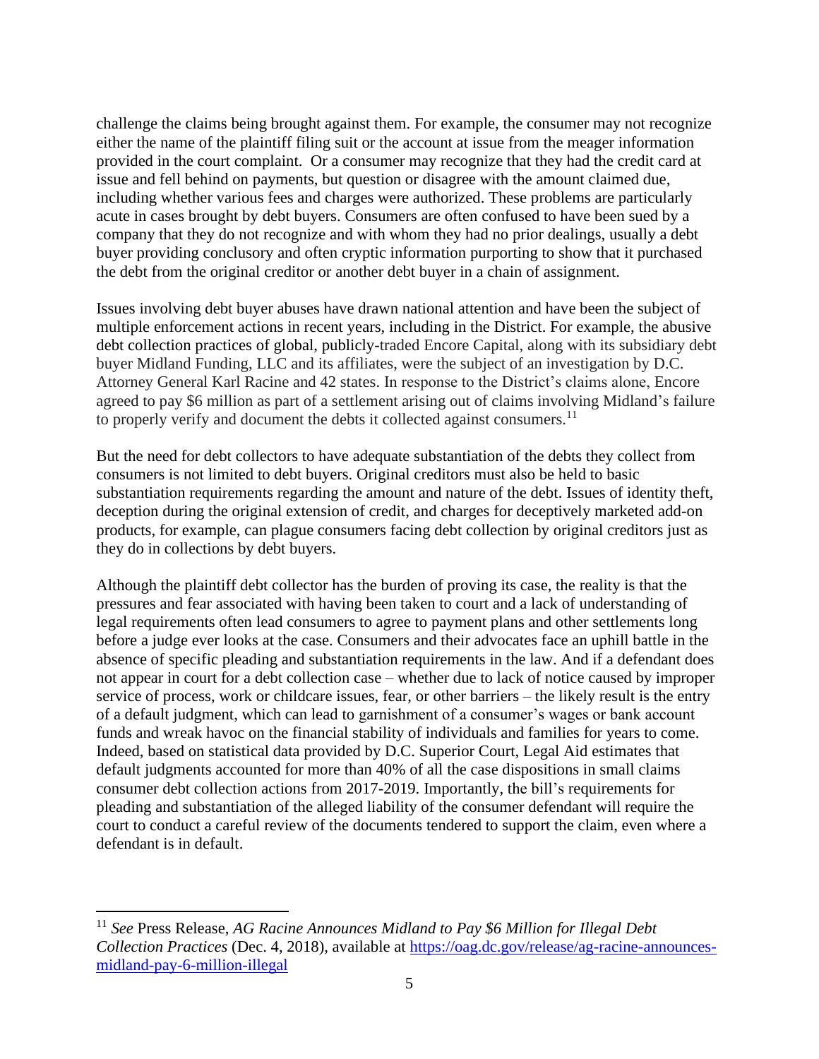challenge the claims being brought against them. For example, the consumer may not recognize either the name of the plaintiff filing suit or the account at issue from the meager information provided in the court complaint. Or a consumer may recognize that they had the credit card at issue and fell behind on payments, but question or disagree with the amount claimed due, including whether various fees and charges were authorized. These problems are particularly acute in cases brought by debt buyers. Consumers are often confused to have been sued by a company that they do not recognize and with whom they had no prior dealings, usually a debt buyer providing conclusory and often cryptic information purporting to show that it purchased the debt from the original creditor or another debt buyer in a chain of assignment.

Issues involving debt buyer abuses have drawn national attention and have been the subject of multiple enforcement actions in recent years, including in the District. For example, the abusive debt collection practices of global, publicly-traded Encore Capital, along with its subsidiary debt buyer Midland Funding, LLC and its affiliates, were the subject of an investigation by D.C. Attorney General Karl Racine and 42 states. In response to the District's claims alone, Encore agreed to pay $6 million as part of a settlement arising out of claims involving Midland's failure to properly verify and document the debts it collected against consumers.[11]

But the need for debt collectors to have adequate substantiation of the debts they collect from consumers is not limited to debt buyers. Original creditors must also be held to basic substantiation requirements regarding the amount and nature of the debt. Issues of identity theft, deception during the original extension of credit, and charges for deceptively marketed add-on products, for example, can plague consumers facing debt collection by original creditors just as they do in collections by debt buyers.

Although the plaintiff debt collector has the burden of proving its case, the reality is that the pressures and fear associated with having been taken to court and a lack of understanding of legal requirements often lead consumers to agree to payment plans and other settlements long before a judge ever looks at the case. Consumers and their advocates face an uphill battle in the absence of specific pleading and substantiation requirements in the law. And if a defendant does not appear in court for a debt collection case – whether due to lack of notice caused by improper service of process, work or childcare issues, fear, or other barriers – the likely result is the entry of a default judgment, which can lead to garnishment of a consumer's wages or bank account funds and wreak havoc on the financial stability of individuals and families for years to come. Indeed, based on statistical data provided by D.C. Superior Court, Legal Aid estimates that default judgments accounted for more than 40% of all the case dispositions in small claims consumer debt collection actions from 2017-2019. Importantly, the bill's requirements for pleading and substantiation of the alleged liability of the consumer defendant will require the court to conduct a careful review of the documents tendered to support the claim, even where a defendant is in default.

---

[11] *See* Press Release, *AG Racine Announces Midland to Pay $6 Million for Illegal Debt Collection Practices* (Dec. 4, 2018), available at [https://oag.dc.gov/release/ag-racine-announces-midland-pay-6-million-illegal](https://oag.dc.gov/release/ag-racine-announces-midland-pay-6-million-illegal)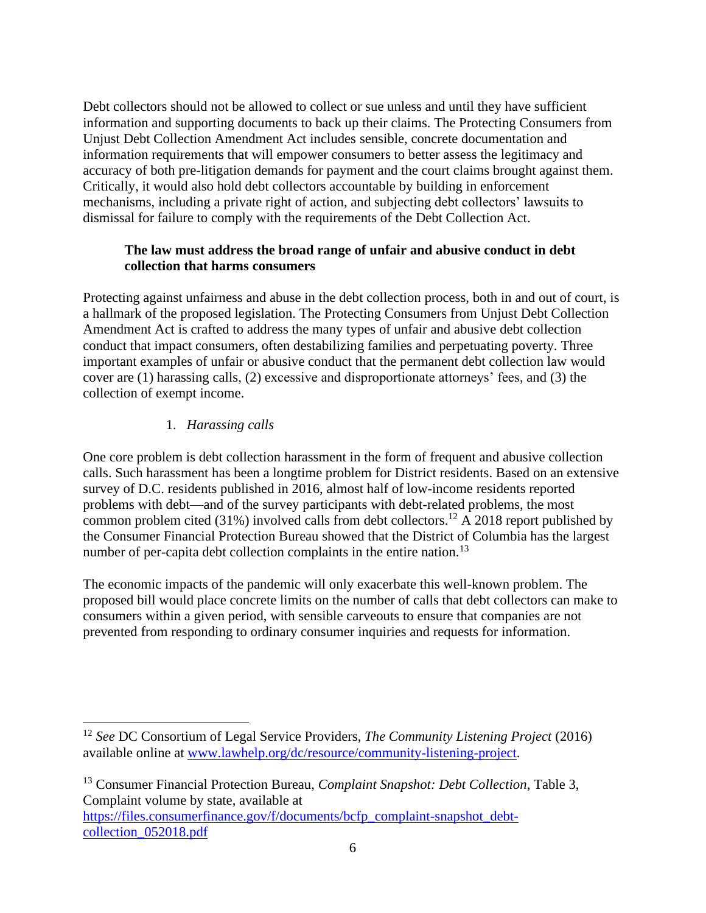Debt collectors should not be allowed to collect or sue unless and until they have sufficient information and supporting documents to back up their claims. The Protecting Consumers from Unjust Debt Collection Amendment Act includes sensible, concrete documentation and information requirements that will empower consumers to better assess the legitimacy and accuracy of both pre-litigation demands for payment and the court claims brought against them. Critically, it would also hold debt collectors accountable by building in enforcement mechanisms, including a private right of action, and subjecting debt collectors' lawsuits to dismissal for failure to comply with the requirements of the Debt Collection Act.

**The law must address the broad range of unfair and abusive conduct in debt collection that harms consumers**

Protecting against unfairness and abuse in the debt collection process, both in and out of court, is a hallmark of the proposed legislation. The Protecting Consumers from Unjust Debt Collection Amendment Act is crafted to address the many types of unfair and abusive debt collection conduct that impact consumers, often destabilizing families and perpetuating poverty. Three important examples of unfair or abusive conduct that the permanent debt collection law would cover are (1) harassing calls, (2) excessive and disproportionate attorneys' fees, and (3) the collection of exempt income.

1. *Harassing calls*

One core problem is debt collection harassment in the form of frequent and abusive collection calls. Such harassment has been a longtime problem for District residents. Based on an extensive survey of D.C. residents published in 2016, almost half of low-income residents reported problems with debt—and of the survey participants with debt-related problems, the most common problem cited (31%) involved calls from debt collectors.[12] A 2018 report published by the Consumer Financial Protection Bureau showed that the District of Columbia has the largest number of per-capita debt collection complaints in the entire nation.[13]

The economic impacts of the pandemic will only exacerbate this well-known problem. The proposed bill would place concrete limits on the number of calls that debt collectors can make to consumers within a given period, with sensible carveouts to ensure that companies are not prevented from responding to ordinary consumer inquiries and requests for information.

---

[12] *See* DC Consortium of Legal Service Providers, *The Community Listening Project* (2016) available online at www.lawhelp.org/dc/resource/community-listening-project.

[13] Consumer Financial Protection Bureau, *Complaint Snapshot: Debt Collection*, Table 3, Complaint volume by state, available at https://files.consumerfinance.gov/f/documents/bcfp_complaint-snapshot_debt-collection_052018.pdf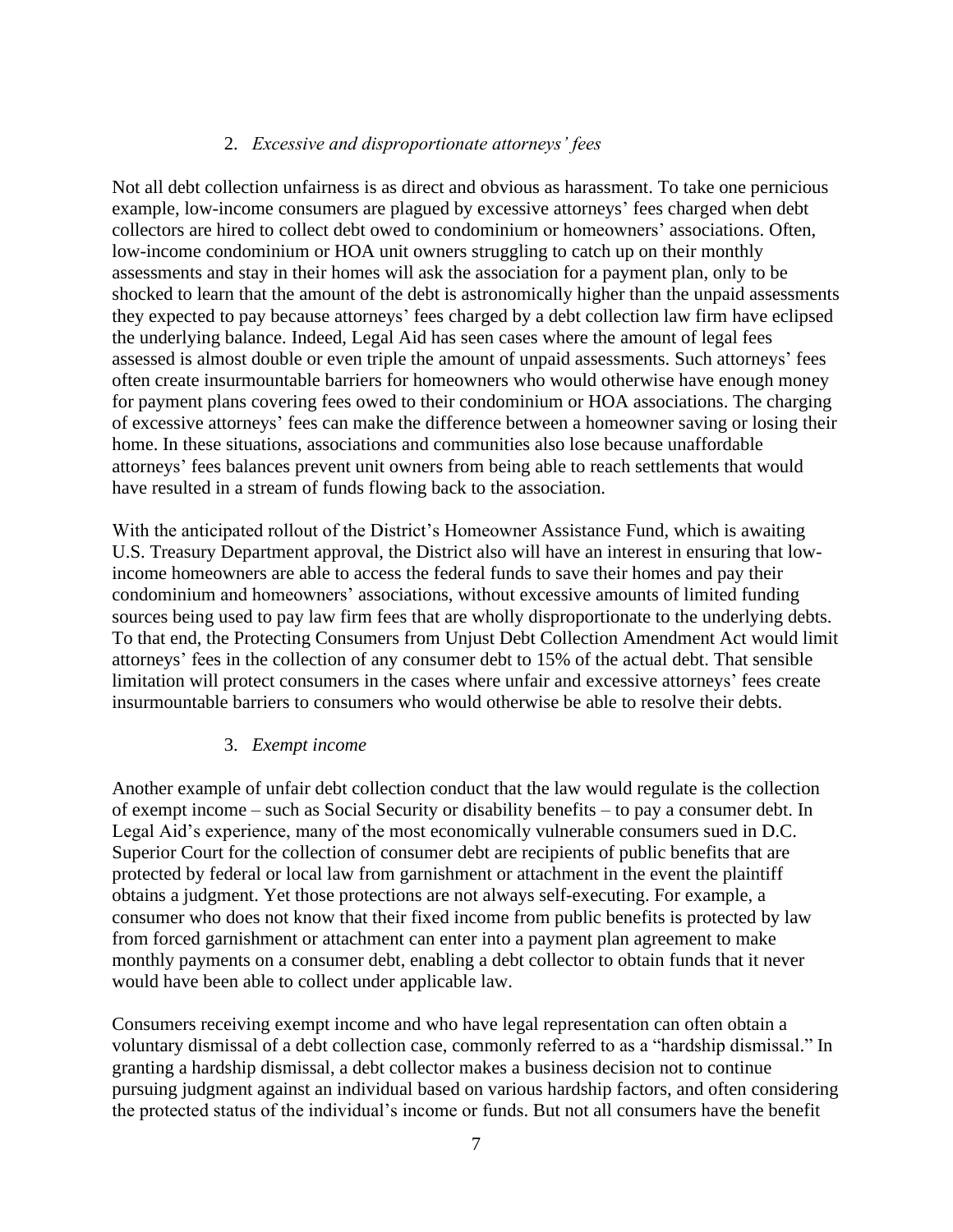### 2. *Excessive and disproportionate attorneys' fees*

Not all debt collection unfairness is as direct and obvious as harassment. To take one pernicious example, low-income consumers are plagued by excessive attorneys' fees charged when debt collectors are hired to collect debt owed to condominium or homeowners' associations. Often, low-income condominium or HOA unit owners struggling to catch up on their monthly assessments and stay in their homes will ask the association for a payment plan, only to be shocked to learn that the amount of the debt is astronomically higher than the unpaid assessments they expected to pay because attorneys' fees charged by a debt collection law firm have eclipsed the underlying balance. Indeed, Legal Aid has seen cases where the amount of legal fees assessed is almost double or even triple the amount of unpaid assessments. Such attorneys' fees often create insurmountable barriers for homeowners who would otherwise have enough money for payment plans covering fees owed to their condominium or HOA associations. The charging of excessive attorneys' fees can make the difference between a homeowner saving or losing their home. In these situations, associations and communities also lose because unaffordable attorneys' fees balances prevent unit owners from being able to reach settlements that would have resulted in a stream of funds flowing back to the association.

With the anticipated rollout of the District's Homeowner Assistance Fund, which is awaiting U.S. Treasury Department approval, the District also will have an interest in ensuring that low-income homeowners are able to access the federal funds to save their homes and pay their condominium and homeowners' associations, without excessive amounts of limited funding sources being used to pay law firm fees that are wholly disproportionate to the underlying debts. To that end, the Protecting Consumers from Unjust Debt Collection Amendment Act would limit attorneys' fees in the collection of any consumer debt to 15% of the actual debt. That sensible limitation will protect consumers in the cases where unfair and excessive attorneys' fees create insurmountable barriers to consumers who would otherwise be able to resolve their debts.

### 3. *Exempt income*

Another example of unfair debt collection conduct that the law would regulate is the collection of exempt income – such as Social Security or disability benefits – to pay a consumer debt. In Legal Aid's experience, many of the most economically vulnerable consumers sued in D.C. Superior Court for the collection of consumer debt are recipients of public benefits that are protected by federal or local law from garnishment or attachment in the event the plaintiff obtains a judgment. Yet those protections are not always self-executing. For example, a consumer who does not know that their fixed income from public benefits is protected by law from forced garnishment or attachment can enter into a payment plan agreement to make monthly payments on a consumer debt, enabling a debt collector to obtain funds that it never would have been able to collect under applicable law.

Consumers receiving exempt income and who have legal representation can often obtain a voluntary dismissal of a debt collection case, commonly referred to as a "hardship dismissal." In granting a hardship dismissal, a debt collector makes a business decision not to continue pursuing judgment against an individual based on various hardship factors, and often considering the protected status of the individual's income or funds. But not all consumers have the benefit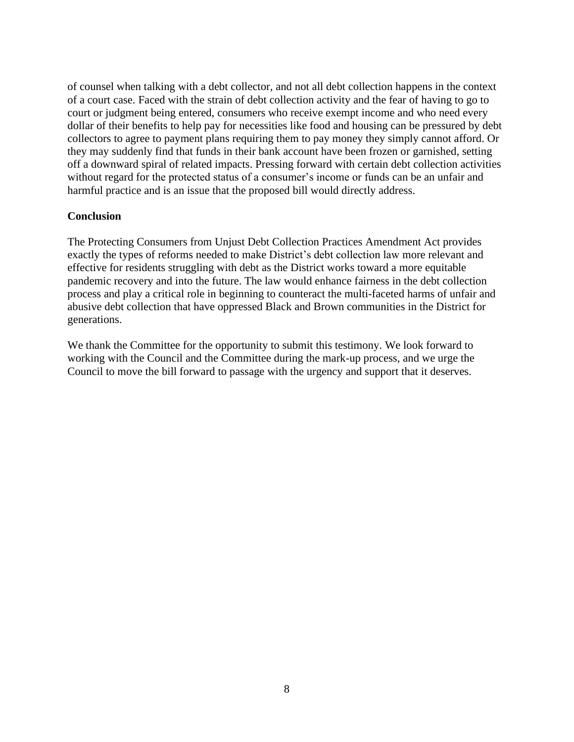of counsel when talking with a debt collector, and not all debt collection happens in the context of a court case. Faced with the strain of debt collection activity and the fear of having to go to court or judgment being entered, consumers who receive exempt income and who need every dollar of their benefits to help pay for necessities like food and housing can be pressured by debt collectors to agree to payment plans requiring them to pay money they simply cannot afford. Or they may suddenly find that funds in their bank account have been frozen or garnished, setting off a downward spiral of related impacts. Pressing forward with certain debt collection activities without regard for the protected status of a consumer's income or funds can be an unfair and harmful practice and is an issue that the proposed bill would directly address.

**Conclusion**

The Protecting Consumers from Unjust Debt Collection Practices Amendment Act provides exactly the types of reforms needed to make District's debt collection law more relevant and effective for residents struggling with debt as the District works toward a more equitable pandemic recovery and into the future. The law would enhance fairness in the debt collection process and play a critical role in beginning to counteract the multi-faceted harms of unfair and abusive debt collection that have oppressed Black and Brown communities in the District for generations.

We thank the Committee for the opportunity to submit this testimony. We look forward to working with the Council and the Committee during the mark-up process, and we urge the Council to move the bill forward to passage with the urgency and support that it deserves.